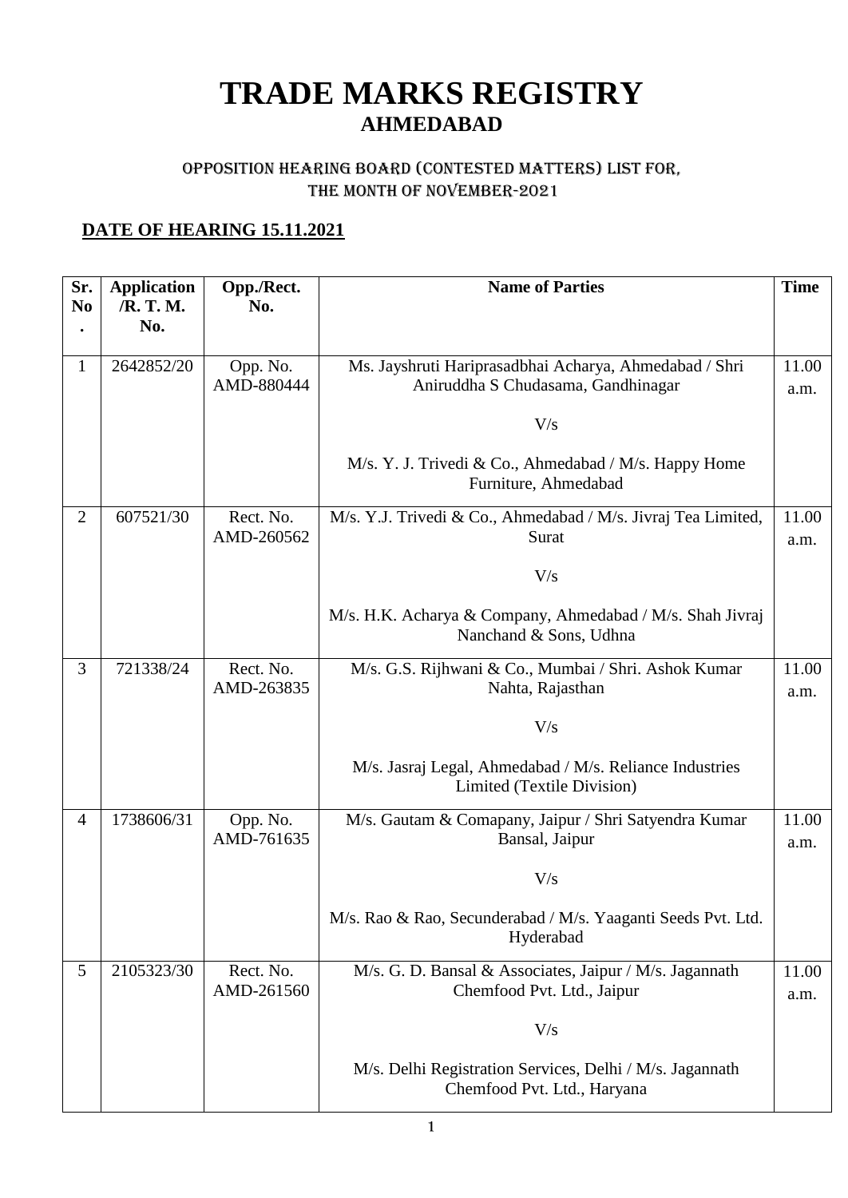# TRADE MARKS REGISTRY
## AHMEDABAD

### OPPOSITION HEARING BOARD (CONTESTED MATTERS) LIST FOR, THE MONTH OF NOVEMBER-2021

**DATE OF HEARING 15.11.2021**

| Sr. No. | Application /R. T. M. No. | Opp./Rect. No. | Name of Parties | Time |
|---|---|---|---|---|
| 1 | 2642852/20 | Opp. No. AMD-880444 | Ms. Jayshruti Hariprasadbhai Acharya, Ahmedabad / Shri Aniruddha S Chudasama, Gandhinagar<br><br>V/s<br><br>M/s. Y. J. Trivedi & Co., Ahmedabad / M/s. Happy Home Furniture, Ahmedabad | 11.00 a.m. |
| 2 | 607521/30 | Rect. No. AMD-260562 | M/s. Y.J. Trivedi & Co., Ahmedabad / M/s. Jivraj Tea Limited, Surat<br><br>V/s<br><br>M/s. H.K. Acharya & Company, Ahmedabad / M/s. Shah Jivraj Nanchand & Sons, Udhna | 11.00 a.m. |
| 3 | 721338/24 | Rect. No. AMD-263835 | M/s. G.S. Rijhwani & Co., Mumbai / Shri. Ashok Kumar Nahta, Rajasthan<br><br>V/s<br><br>M/s. Jasraj Legal, Ahmedabad / M/s. Reliance Industries Limited (Textile Division) | 11.00 a.m. |
| 4 | 1738606/31 | Opp. No. AMD-761635 | M/s. Gautam & Comapany, Jaipur / Shri Satyendra Kumar Bansal, Jaipur<br><br>V/s<br><br>M/s. Rao & Rao, Secunderabad / M/s. Yaaganti Seeds Pvt. Ltd. Hyderabad | 11.00 a.m. |
| 5 | 2105323/30 | Rect. No. AMD-261560 | M/s. G. D. Bansal & Associates, Jaipur / M/s. Jagannath Chemfood Pvt. Ltd., Jaipur<br><br>V/s<br><br>M/s. Delhi Registration Services, Delhi / M/s. Jagannath Chemfood Pvt. Ltd., Haryana | 11.00 a.m. |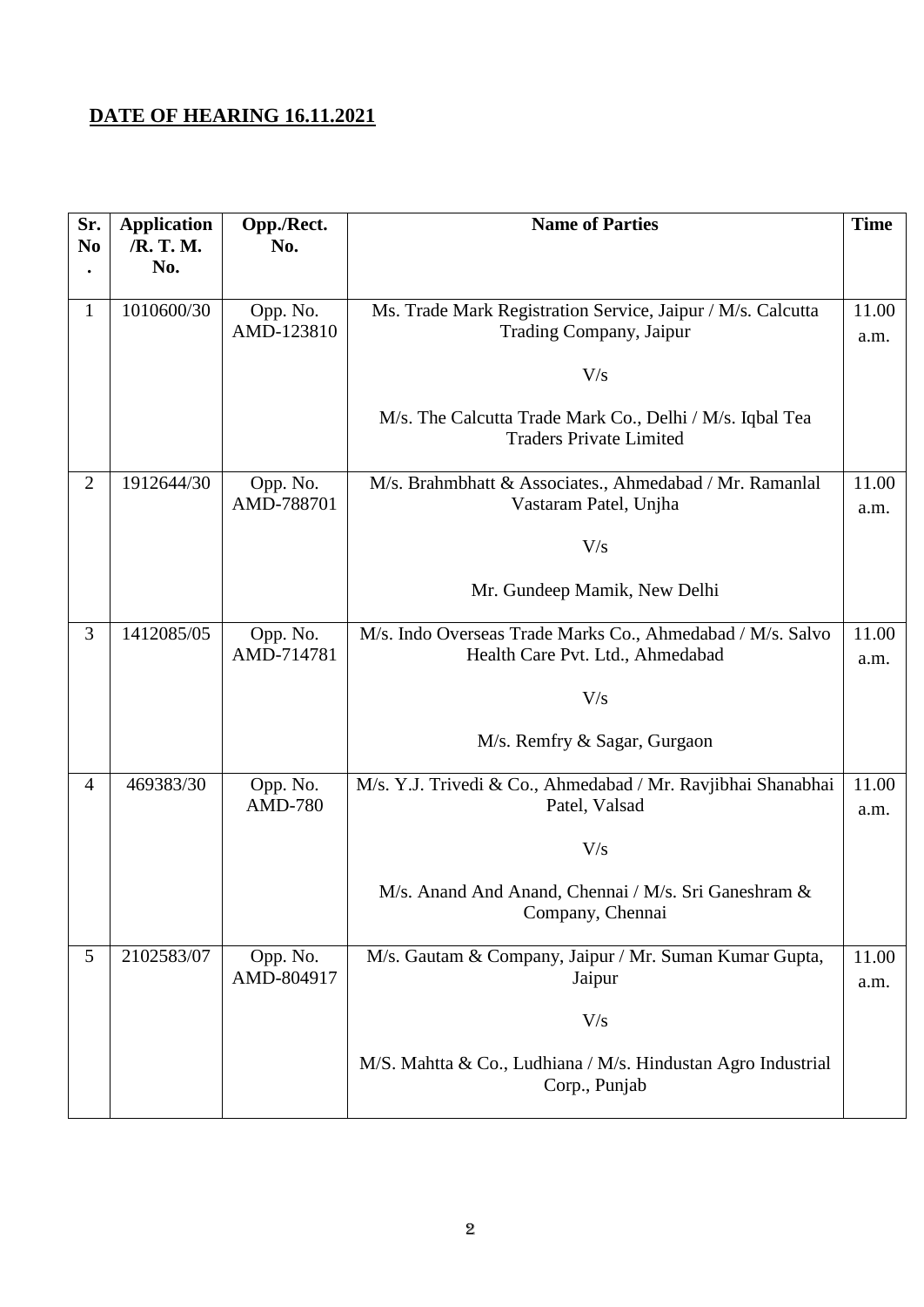**DATE OF HEARING 16.11.2021**

| Sr. No. | Application /R. T. M. No. | Opp./Rect. No. | Name of Parties | Time |
|---|---|---|---|---|
| 1 | 1010600/30 | Opp. No. AMD-123810 | Ms. Trade Mark Registration Service, Jaipur / M/s. Calcutta Trading Company, Jaipur<br><br>V/s<br><br>M/s. The Calcutta Trade Mark Co., Delhi / M/s. Iqbal Tea Traders Private Limited | 11.00 a.m. |
| 2 | 1912644/30 | Opp. No. AMD-788701 | M/s. Brahmbhatt & Associates., Ahmedabad / Mr. Ramanlal Vastaram Patel, Unjha<br><br>V/s<br><br>Mr. Gundeep Mamik, New Delhi | 11.00 a.m. |
| 3 | 1412085/05 | Opp. No. AMD-714781 | M/s. Indo Overseas Trade Marks Co., Ahmedabad / M/s. Salvo Health Care Pvt. Ltd., Ahmedabad<br><br>V/s<br><br>M/s. Remfry & Sagar, Gurgaon | 11.00 a.m. |
| 4 | 469383/30 | Opp. No. AMD-780 | M/s. Y.J. Trivedi & Co., Ahmedabad / Mr. Ravjibhai Shanabhai Patel, Valsad<br><br>V/s<br><br>M/s. Anand And Anand, Chennai / M/s. Sri Ganeshram & Company, Chennai | 11.00 a.m. |
| 5 | 2102583/07 | Opp. No. AMD-804917 | M/s. Gautam & Company, Jaipur / Mr. Suman Kumar Gupta, Jaipur<br><br>V/s<br><br>M/S. Mahtta & Co., Ludhiana / M/s. Hindustan Agro Industrial Corp., Punjab | 11.00 a.m. |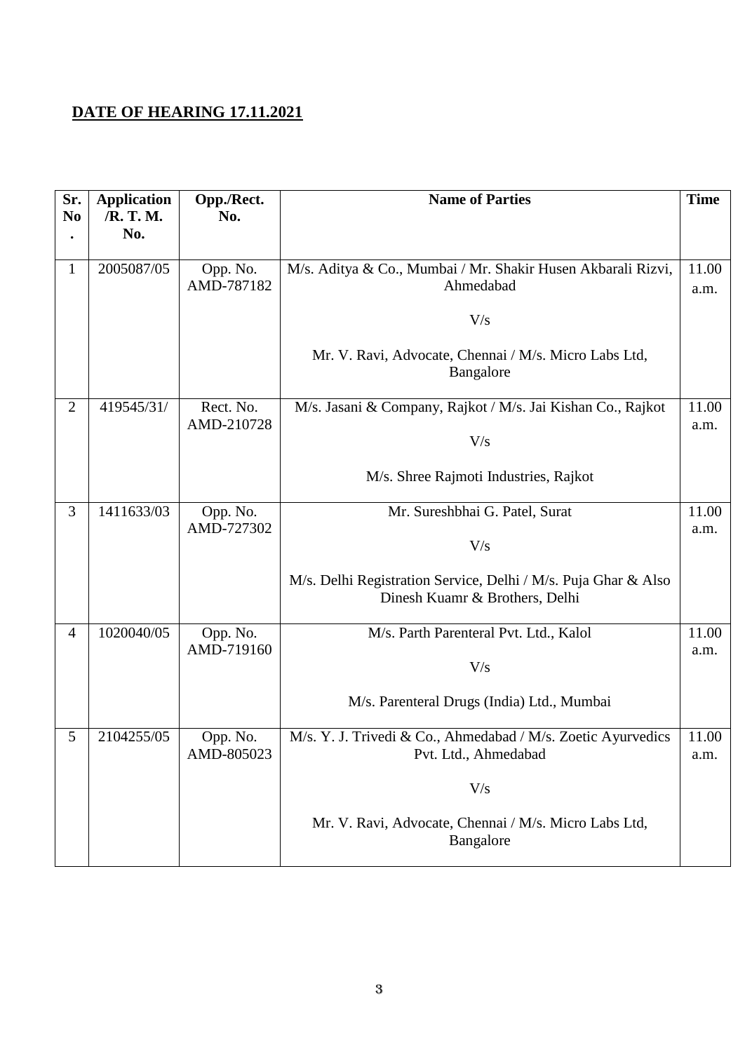**DATE OF HEARING 17.11.2021**

| Sr. No. | Application /R. T. M. No. | Opp./Rect. No. | Name of Parties | Time |
|---|---|---|---|---|
| 1 | 2005087/05 | Opp. No. AMD-787182 | M/s. Aditya & Co., Mumbai / Mr. Shakir Husen Akbarali Rizvi, Ahmedabad<br><br>V/s<br><br>Mr. V. Ravi, Advocate, Chennai / M/s. Micro Labs Ltd, Bangalore | 11.00 a.m. |
| 2 | 419545/31/ | Rect. No. AMD-210728 | M/s. Jasani & Company, Rajkot / M/s. Jai Kishan Co., Rajkot<br><br>V/s<br><br>M/s. Shree Rajmoti Industries, Rajkot | 11.00 a.m. |
| 3 | 1411633/03 | Opp. No. AMD-727302 | Mr. Sureshbhai G. Patel, Surat<br><br>V/s<br><br>M/s. Delhi Registration Service, Delhi / M/s. Puja Ghar & Also Dinesh Kuamr & Brothers, Delhi | 11.00 a.m. |
| 4 | 1020040/05 | Opp. No. AMD-719160 | M/s. Parth Parenteral Pvt. Ltd., Kalol<br><br>V/s<br><br>M/s. Parenteral Drugs (India) Ltd., Mumbai | 11.00 a.m. |
| 5 | 2104255/05 | Opp. No. AMD-805023 | M/s. Y. J. Trivedi & Co., Ahmedabad / M/s. Zoetic Ayurvedics Pvt. Ltd., Ahmedabad<br><br>V/s<br><br>Mr. V. Ravi, Advocate, Chennai / M/s. Micro Labs Ltd, Bangalore | 11.00 a.m. |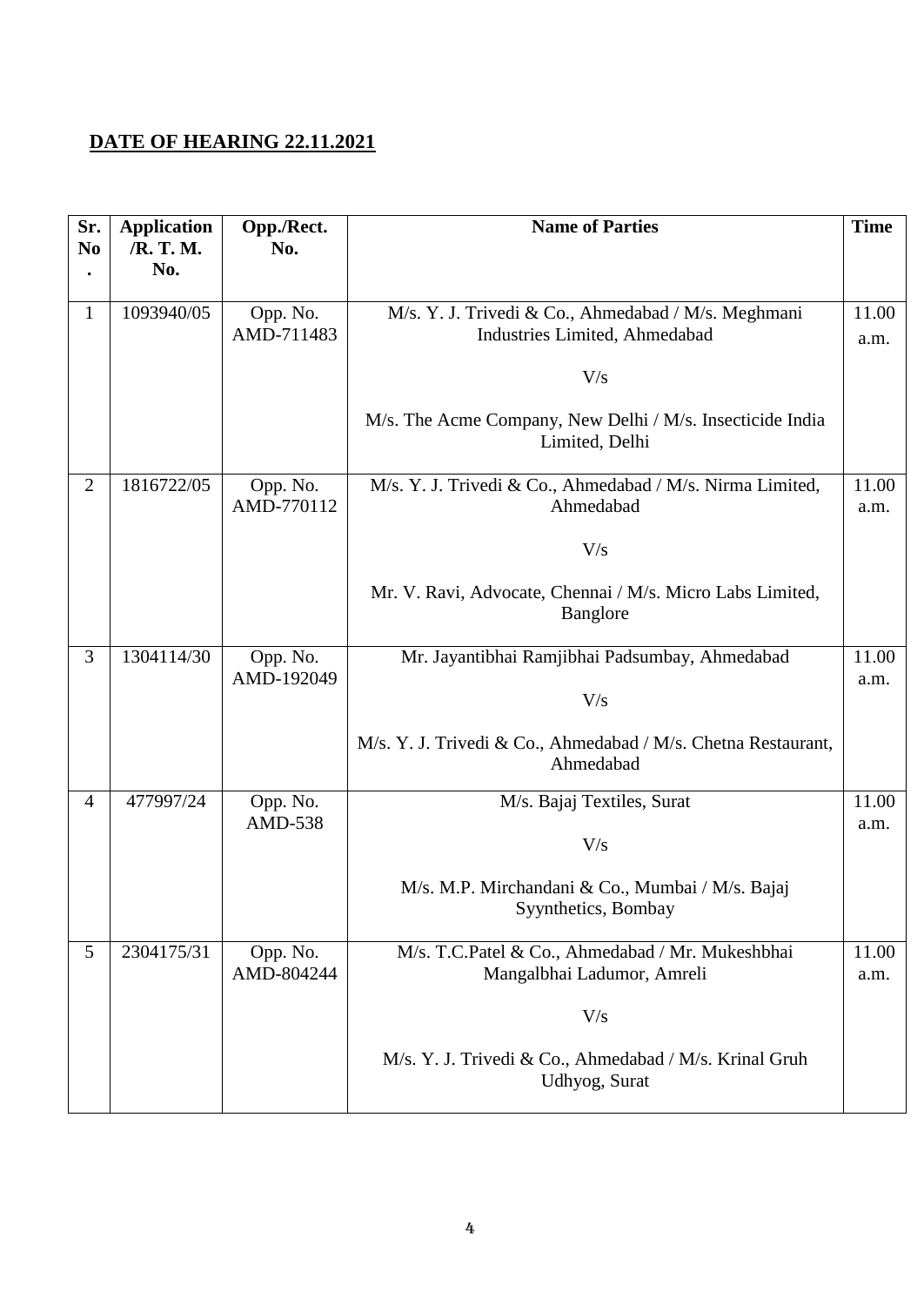**DATE OF HEARING 22.11.2021**

| Sr. No. | Application /R. T. M. No. | Opp./Rect. No. | Name of Parties | Time |
|---|---|---|---|---|
| 1 | 1093940/05 | Opp. No. AMD-711483 | M/s. Y. J. Trivedi & Co., Ahmedabad / M/s. Meghmani Industries Limited, Ahmedabad<br><br>V/s<br><br>M/s. The Acme Company, New Delhi / M/s. Insecticide India Limited, Delhi | 11.00 a.m. |
| 2 | 1816722/05 | Opp. No. AMD-770112 | M/s. Y. J. Trivedi & Co., Ahmedabad / M/s. Nirma Limited, Ahmedabad<br><br>V/s<br><br>Mr. V. Ravi, Advocate, Chennai / M/s. Micro Labs Limited, Banglore | 11.00 a.m. |
| 3 | 1304114/30 | Opp. No. AMD-192049 | Mr. Jayantibhai Ramjibhai Padsumbay, Ahmedabad<br><br>V/s<br><br>M/s. Y. J. Trivedi & Co., Ahmedabad / M/s. Chetna Restaurant, Ahmedabad | 11.00 a.m. |
| 4 | 477997/24 | Opp. No. AMD-538 | M/s. Bajaj Textiles, Surat<br><br>V/s<br><br>M/s. M.P. Mirchandani & Co., Mumbai / M/s. Bajaj Syynthetics, Bombay | 11.00 a.m. |
| 5 | 2304175/31 | Opp. No. AMD-804244 | M/s. T.C.Patel & Co., Ahmedabad / Mr. Mukeshbhai Mangalbhai Ladumor, Amreli<br><br>V/s<br><br>M/s. Y. J. Trivedi & Co., Ahmedabad / M/s. Krinal Gruh Udhyog, Surat | 11.00 a.m. |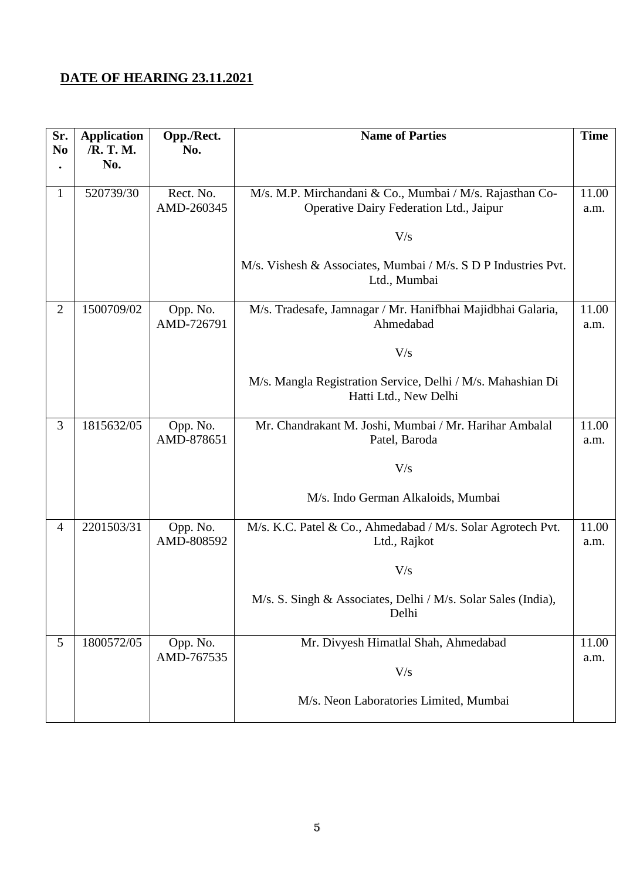**DATE OF HEARING 23.11.2021**

| Sr. No. | Application /R. T. M. No. | Opp./Rect. No. | Name of Parties | Time |
|---|---|---|---|---|
| 1 | 520739/30 | Rect. No. AMD-260345 | M/s. M.P. Mirchandani & Co., Mumbai / M/s. Rajasthan Co-Operative Dairy Federation Ltd., Jaipur<br><br>V/s<br><br>M/s. Vishesh & Associates, Mumbai / M/s. S D P Industries Pvt. Ltd., Mumbai | 11.00 a.m. |
| 2 | 1500709/02 | Opp. No. AMD-726791 | M/s. Tradesafe, Jamnagar / Mr. Hanifbhai Majidbhai Galaria, Ahmedabad<br><br>V/s<br><br>M/s. Mangla Registration Service, Delhi / M/s. Mahashian Di Hatti Ltd., New Delhi | 11.00 a.m. |
| 3 | 1815632/05 | Opp. No. AMD-878651 | Mr. Chandrakant M. Joshi, Mumbai / Mr. Harihar Ambalal Patel, Baroda<br><br>V/s<br><br>M/s. Indo German Alkaloids, Mumbai | 11.00 a.m. |
| 4 | 2201503/31 | Opp. No. AMD-808592 | M/s. K.C. Patel & Co., Ahmedabad / M/s. Solar Agrotech Pvt. Ltd., Rajkot<br><br>V/s<br><br>M/s. S. Singh & Associates, Delhi / M/s. Solar Sales (India), Delhi | 11.00 a.m. |
| 5 | 1800572/05 | Opp. No. AMD-767535 | Mr. Divyesh Himatlal Shah, Ahmedabad<br><br>V/s<br><br>M/s. Neon Laboratories Limited, Mumbai | 11.00 a.m. |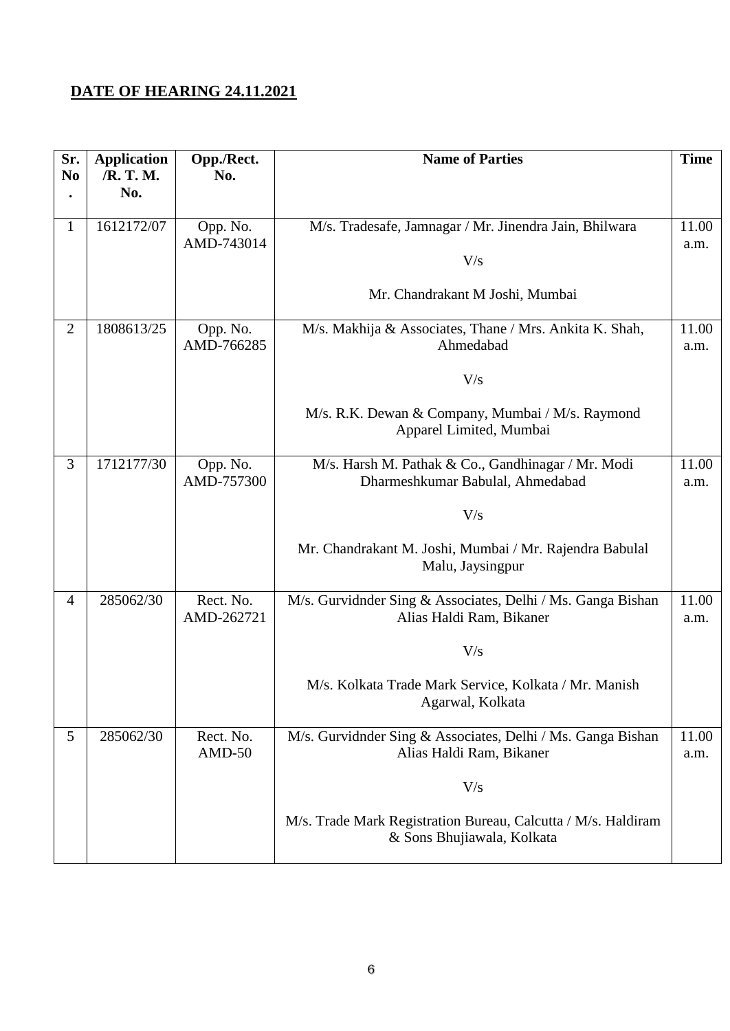**DATE OF HEARING 24.11.2021**

| Sr. No. | Application /R. T. M. No. | Opp./Rect. No. | Name of Parties | Time |
|---|---|---|---|---|
| 1 | 1612172/07 | Opp. No. AMD-743014 | M/s. Tradesafe, Jamnagar / Mr. Jinendra Jain, Bhilwara<br><br>V/s<br><br>Mr. Chandrakant M Joshi, Mumbai | 11.00 a.m. |
| 2 | 1808613/25 | Opp. No. AMD-766285 | M/s. Makhija & Associates, Thane / Mrs. Ankita K. Shah, Ahmedabad<br><br>V/s<br><br>M/s. R.K. Dewan & Company, Mumbai / M/s. Raymond Apparel Limited, Mumbai | 11.00 a.m. |
| 3 | 1712177/30 | Opp. No. AMD-757300 | M/s. Harsh M. Pathak & Co., Gandhinagar / Mr. Modi Dharmeshkumar Babulal, Ahmedabad<br><br>V/s<br><br>Mr. Chandrakant M. Joshi, Mumbai / Mr. Rajendra Babulal Malu, Jaysingpur | 11.00 a.m. |
| 4 | 285062/30 | Rect. No. AMD-262721 | M/s. Gurvidnder Sing & Associates, Delhi / Ms. Ganga Bishan Alias Haldi Ram, Bikaner<br><br>V/s<br><br>M/s. Kolkata Trade Mark Service, Kolkata / Mr. Manish Agarwal, Kolkata | 11.00 a.m. |
| 5 | 285062/30 | Rect. No. AMD-50 | M/s. Gurvidnder Sing & Associates, Delhi / Ms. Ganga Bishan Alias Haldi Ram, Bikaner<br><br>V/s<br><br>M/s. Trade Mark Registration Bureau, Calcutta / M/s. Haldiram & Sons Bhujiawala, Kolkata | 11.00 a.m. |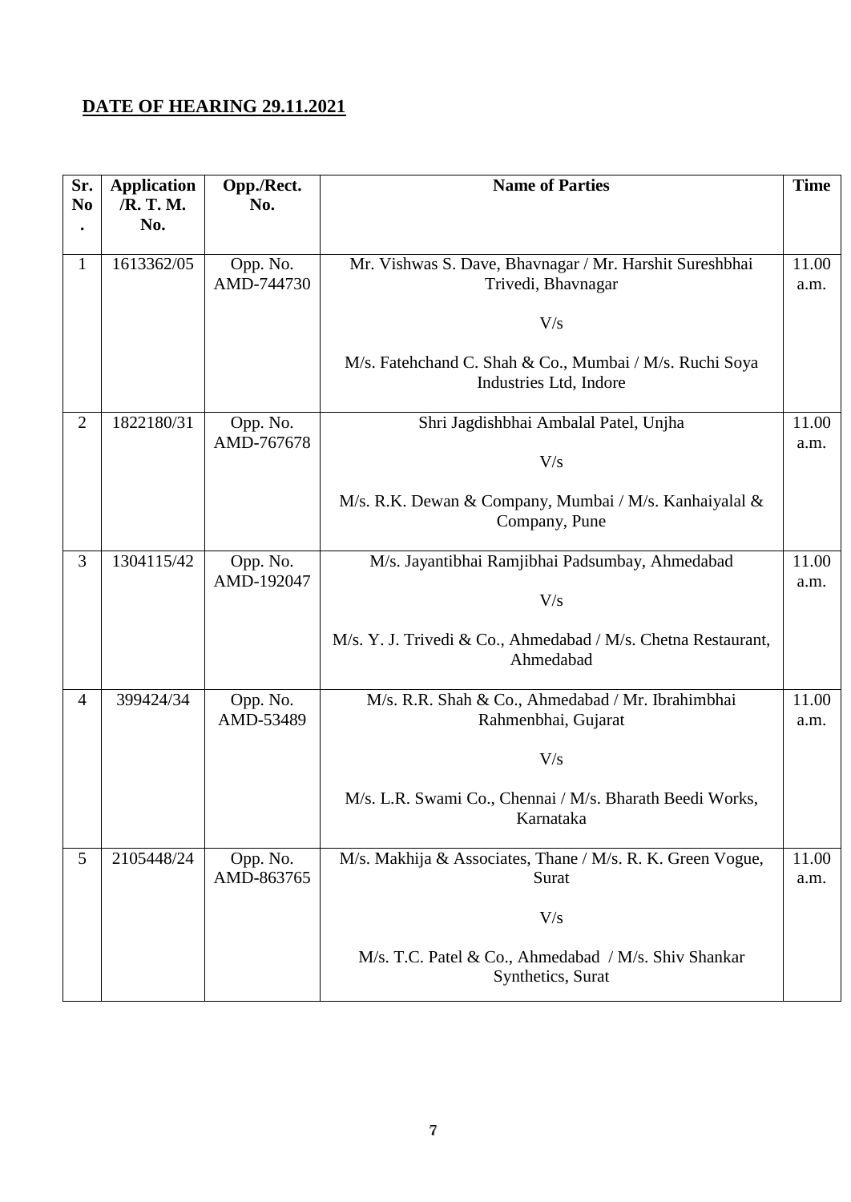**DATE OF HEARING 29.11.2021**

| Sr. No. | Application /R. T. M. No. | Opp./Rect. No. | Name of Parties | Time |
|---|---|---|---|---|
| 1 | 1613362/05 | Opp. No. AMD-744730 | Mr. Vishwas S. Dave, Bhavnagar / Mr. Harshit Sureshbhai Trivedi, Bhavnagar<br><br>V/s<br><br>M/s. Fatehchand C. Shah & Co., Mumbai / M/s. Ruchi Soya Industries Ltd, Indore | 11.00 a.m. |
| 2 | 1822180/31 | Opp. No. AMD-767678 | Shri Jagdishbhai Ambalal Patel, Unjha<br><br>V/s<br><br>M/s. R.K. Dewan & Company, Mumbai / M/s. Kanhaiyalal & Company, Pune | 11.00 a.m. |
| 3 | 1304115/42 | Opp. No. AMD-192047 | M/s. Jayantibhai Ramjibhai Padsumbay, Ahmedabad<br><br>V/s<br><br>M/s. Y. J. Trivedi & Co., Ahmedabad / M/s. Chetna Restaurant, Ahmedabad | 11.00 a.m. |
| 4 | 399424/34 | Opp. No. AMD-53489 | M/s. R.R. Shah & Co., Ahmedabad / Mr. Ibrahimbhai Rahmenbhai, Gujarat<br><br>V/s<br><br>M/s. L.R. Swami Co., Chennai / M/s. Bharath Beedi Works, Karnataka | 11.00 a.m. |
| 5 | 2105448/24 | Opp. No. AMD-863765 | M/s. Makhija & Associates, Thane / M/s. R. K. Green Vogue, Surat<br><br>V/s<br><br>M/s. T.C. Patel & Co., Ahmedabad / M/s. Shiv Shankar Synthetics, Surat | 11.00 a.m. |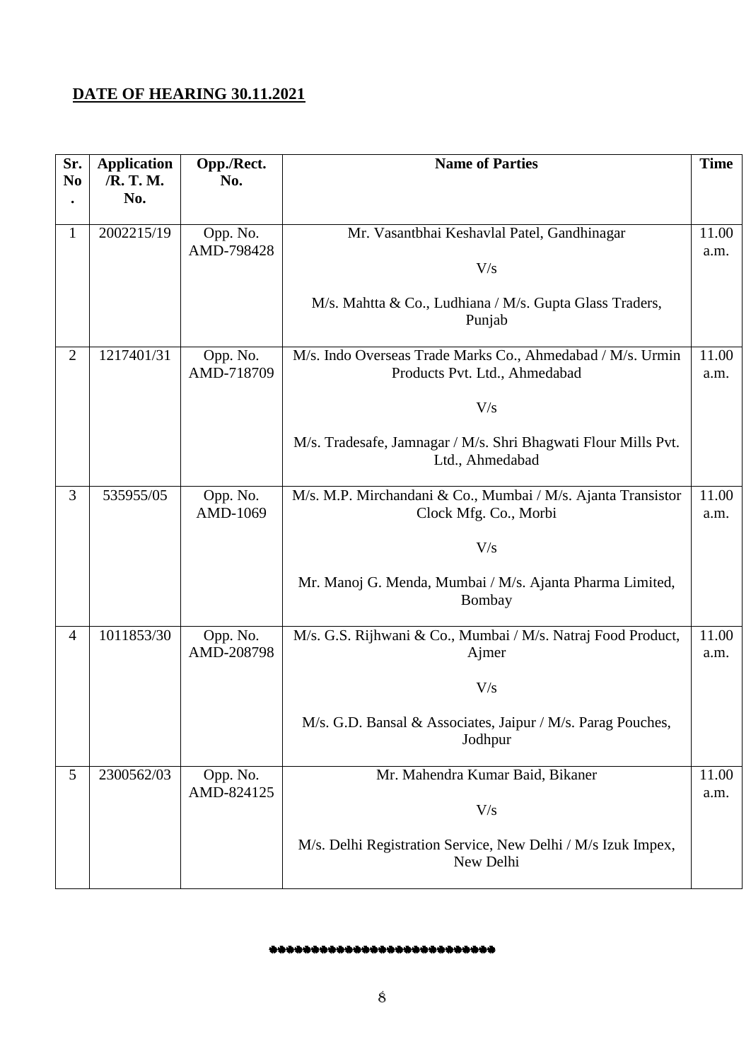**DATE OF HEARING 30.11.2021**

| Sr. No. | Application /R. T. M. No. | Opp./Rect. No. | Name of Parties | Time |
|---|---|---|---|---|
| 1 | 2002215/19 | Opp. No. AMD-798428 | Mr. Vasantbhai Keshavlal Patel, Gandhinagar<br><br>V/s<br><br>M/s. Mahtta & Co., Ludhiana / M/s. Gupta Glass Traders, Punjab | 11.00 a.m. |
| 2 | 1217401/31 | Opp. No. AMD-718709 | M/s. Indo Overseas Trade Marks Co., Ahmedabad / M/s. Urmin Products Pvt. Ltd., Ahmedabad<br><br>V/s<br><br>M/s. Tradesafe, Jamnagar / M/s. Shri Bhagwati Flour Mills Pvt. Ltd., Ahmedabad | 11.00 a.m. |
| 3 | 535955/05 | Opp. No. AMD-1069 | M/s. M.P. Mirchandani & Co., Mumbai / M/s. Ajanta Transistor Clock Mfg. Co., Morbi<br><br>V/s<br><br>Mr. Manoj G. Menda, Mumbai / M/s. Ajanta Pharma Limited, Bombay | 11.00 a.m. |
| 4 | 1011853/30 | Opp. No. AMD-208798 | M/s. G.S. Rijhwani & Co., Mumbai / M/s. Natraj Food Product, Ajmer<br><br>V/s<br><br>M/s. G.D. Bansal & Associates, Jaipur / M/s. Parag Pouches, Jodhpur | 11.00 a.m. |
| 5 | 2300562/03 | Opp. No. AMD-824125 | Mr. Mahendra Kumar Baid, Bikaner<br><br>V/s<br><br>M/s. Delhi Registration Service, New Delhi / M/s Izuk Impex, New Delhi | 11.00 a.m. |

\*\*\*\*\*\*\*\*\*\*\*\*\*\*\*\*\*\*\*\*\*\*\*\*\*\*\*\*